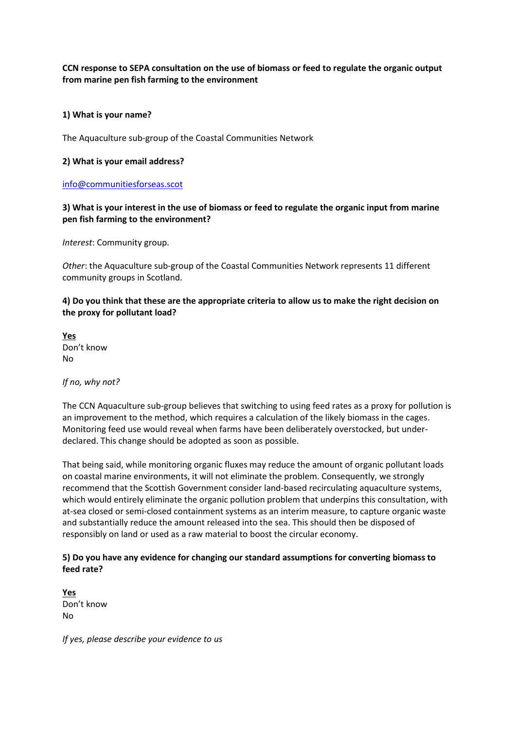**CCN response to SEPA consultation on the use of biomass or feed to regulate the organic output from marine pen fish farming to the environment**

**1) What is your name?**

The Aquaculture sub-group of the Coastal Communities Network

**2) What is your email address?**

[info@communitiesforseas.scot](mailto:info@communitiesforseas.scot)

**3) What is your interest in the use of biomass or feed to regulate the organic input from marine pen fish farming to the environment?**

*Interest*: Community group.

*Other*: the Aquaculture sub-group of the Coastal Communities Network represents 11 different community groups in Scotland.

**4) Do you think that these are the appropriate criteria to allow us to make the right decision on the proxy for pollutant load?**

**Yes**
Don't know
No

*If no, why not?*

The CCN Aquaculture sub-group believes that switching to using feed rates as a proxy for pollution is an improvement to the method, which requires a calculation of the likely biomass in the cages. Monitoring feed use would reveal when farms have been deliberately overstocked, but under-declared. This change should be adopted as soon as possible.

That being said, while monitoring organic fluxes may reduce the amount of organic pollutant loads on coastal marine environments, it will not eliminate the problem. Consequently, we strongly recommend that the Scottish Government consider land-based recirculating aquaculture systems, which would entirely eliminate the organic pollution problem that underpins this consultation, with at-sea closed or semi-closed containment systems as an interim measure, to capture organic waste and substantially reduce the amount released into the sea. This should then be disposed of responsibly on land or used as a raw material to boost the circular economy.

**5) Do you have any evidence for changing our standard assumptions for converting biomass to feed rate?**

**Yes**
Don't know
No

*If yes, please describe your evidence to us*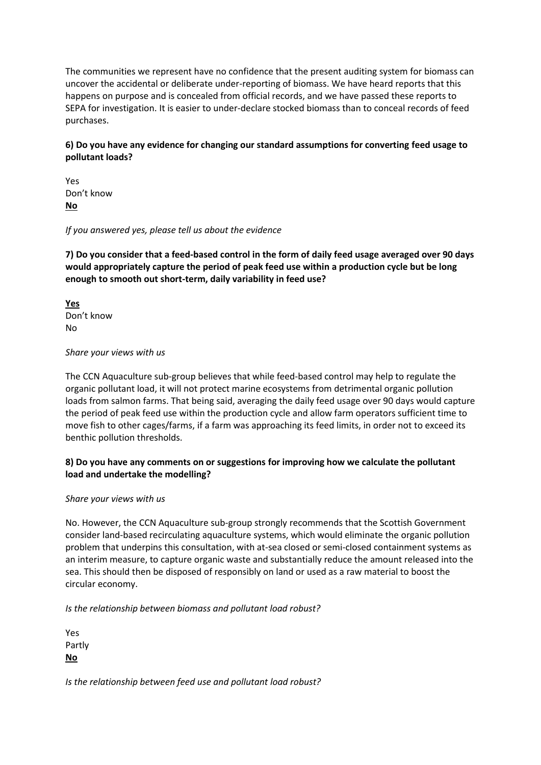The communities we represent have no confidence that the present auditing system for biomass can uncover the accidental or deliberate under-reporting of biomass. We have heard reports that this happens on purpose and is concealed from official records, and we have passed these reports to SEPA for investigation. It is easier to under-declare stocked biomass than to conceal records of feed purchases.

**6) Do you have any evidence for changing our standard assumptions for converting feed usage to pollutant loads?**

Yes
Don't know
**No**

*If you answered yes, please tell us about the evidence*

**7) Do you consider that a feed-based control in the form of daily feed usage averaged over 90 days would appropriately capture the period of peak feed use within a production cycle but be long enough to smooth out short-term, daily variability in feed use?**

**Yes**
Don't know
No

*Share your views with us*

The CCN Aquaculture sub-group believes that while feed-based control may help to regulate the organic pollutant load, it will not protect marine ecosystems from detrimental organic pollution loads from salmon farms. That being said, averaging the daily feed usage over 90 days would capture the period of peak feed use within the production cycle and allow farm operators sufficient time to move fish to other cages/farms, if a farm was approaching its feed limits, in order not to exceed its benthic pollution thresholds.

**8) Do you have any comments on or suggestions for improving how we calculate the pollutant load and undertake the modelling?**

*Share your views with us*

No. However, the CCN Aquaculture sub-group strongly recommends that the Scottish Government consider land-based recirculating aquaculture systems, which would eliminate the organic pollution problem that underpins this consultation, with at-sea closed or semi-closed containment systems as an interim measure, to capture organic waste and substantially reduce the amount released into the sea. This should then be disposed of responsibly on land or used as a raw material to boost the circular economy.

*Is the relationship between biomass and pollutant load robust?*

Yes
Partly
**No**

*Is the relationship between feed use and pollutant load robust?*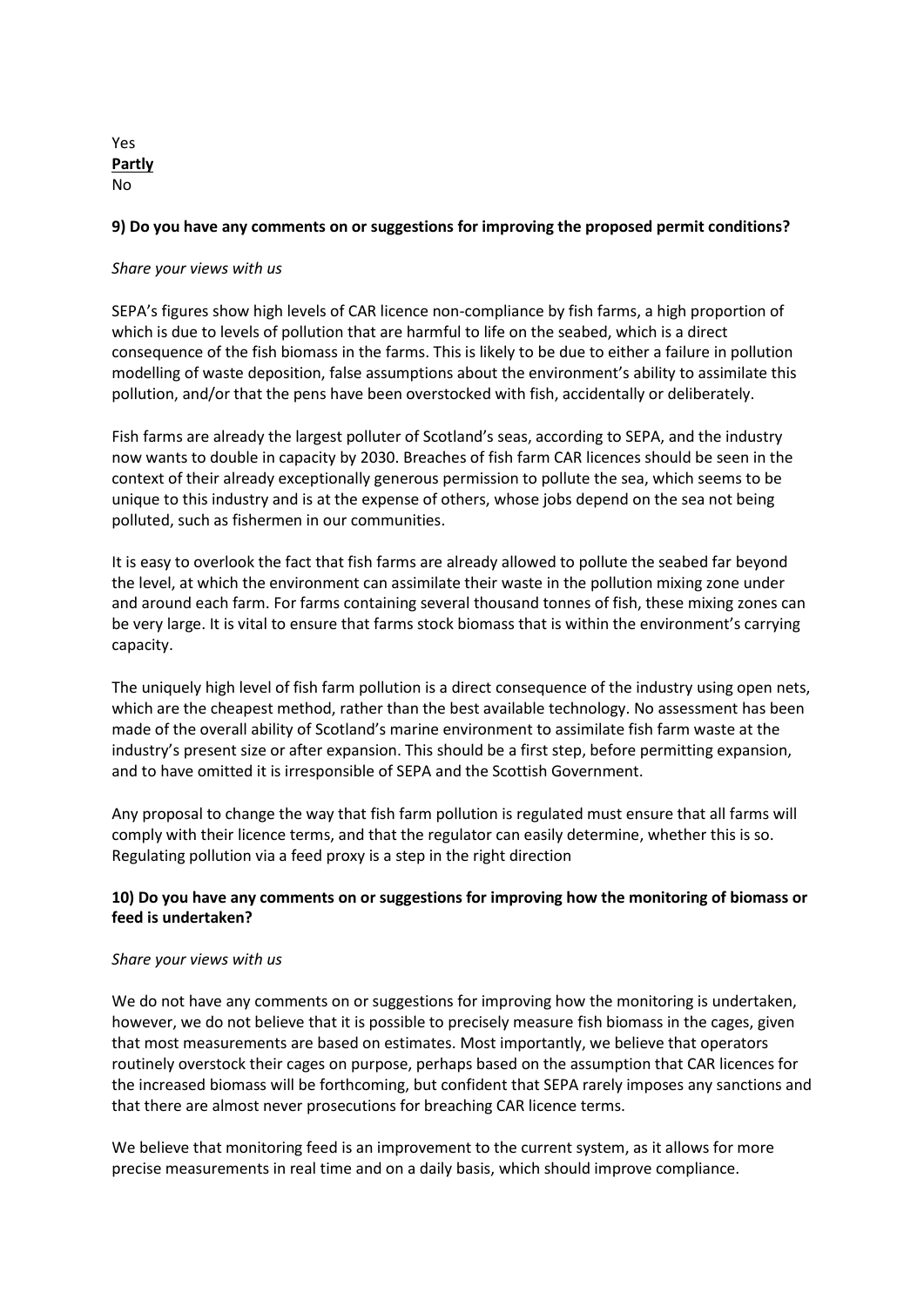Yes
**Partly**
No

**9) Do you have any comments on or suggestions for improving the proposed permit conditions?**

*Share your views with us*

SEPA's figures show high levels of CAR licence non-compliance by fish farms, a high proportion of which is due to levels of pollution that are harmful to life on the seabed, which is a direct consequence of the fish biomass in the farms. This is likely to be due to either a failure in pollution modelling of waste deposition, false assumptions about the environment's ability to assimilate this pollution, and/or that the pens have been overstocked with fish, accidentally or deliberately.

Fish farms are already the largest polluter of Scotland's seas, according to SEPA, and the industry now wants to double in capacity by 2030. Breaches of fish farm CAR licences should be seen in the context of their already exceptionally generous permission to pollute the sea, which seems to be unique to this industry and is at the expense of others, whose jobs depend on the sea not being polluted, such as fishermen in our communities.

It is easy to overlook the fact that fish farms are already allowed to pollute the seabed far beyond the level, at which the environment can assimilate their waste in the pollution mixing zone under and around each farm. For farms containing several thousand tonnes of fish, these mixing zones can be very large. It is vital to ensure that farms stock biomass that is within the environment's carrying capacity.

The uniquely high level of fish farm pollution is a direct consequence of the industry using open nets, which are the cheapest method, rather than the best available technology. No assessment has been made of the overall ability of Scotland's marine environment to assimilate fish farm waste at the industry's present size or after expansion. This should be a first step, before permitting expansion, and to have omitted it is irresponsible of SEPA and the Scottish Government.

Any proposal to change the way that fish farm pollution is regulated must ensure that all farms will comply with their licence terms, and that the regulator can easily determine, whether this is so. Regulating pollution via a feed proxy is a step in the right direction

**10) Do you have any comments on or suggestions for improving how the monitoring of biomass or feed is undertaken?**

*Share your views with us*

We do not have any comments on or suggestions for improving how the monitoring is undertaken, however, we do not believe that it is possible to precisely measure fish biomass in the cages, given that most measurements are based on estimates. Most importantly, we believe that operators routinely overstock their cages on purpose, perhaps based on the assumption that CAR licences for the increased biomass will be forthcoming, but confident that SEPA rarely imposes any sanctions and that there are almost never prosecutions for breaching CAR licence terms.

We believe that monitoring feed is an improvement to the current system, as it allows for more precise measurements in real time and on a daily basis, which should improve compliance.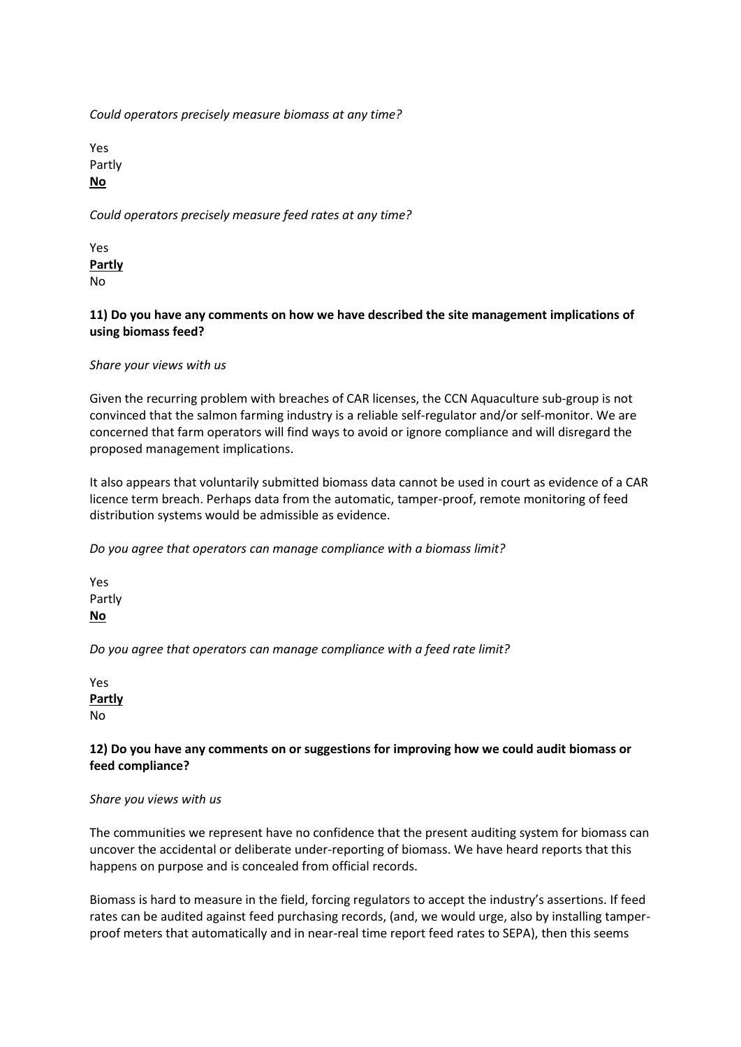*Could operators precisely measure biomass at any time?*

Yes
Partly
**<u>No</u>**

*Could operators precisely measure feed rates at any time?*

Yes
**<u>Partly</u>**
No

**11) Do you have any comments on how we have described the site management implications of using biomass feed?**

*Share your views with us*

Given the recurring problem with breaches of CAR licenses, the CCN Aquaculture sub-group is not convinced that the salmon farming industry is a reliable self-regulator and/or self-monitor. We are concerned that farm operators will find ways to avoid or ignore compliance and will disregard the proposed management implications.

It also appears that voluntarily submitted biomass data cannot be used in court as evidence of a CAR licence term breach. Perhaps data from the automatic, tamper-proof, remote monitoring of feed distribution systems would be admissible as evidence.

*Do you agree that operators can manage compliance with a biomass limit?*

Yes
Partly
**<u>No</u>**

*Do you agree that operators can manage compliance with a feed rate limit?*

Yes
**<u>Partly</u>**
No

**12) Do you have any comments on or suggestions for improving how we could audit biomass or feed compliance?**

*Share you views with us*

The communities we represent have no confidence that the present auditing system for biomass can uncover the accidental or deliberate under-reporting of biomass. We have heard reports that this happens on purpose and is concealed from official records.

Biomass is hard to measure in the field, forcing regulators to accept the industry's assertions. If feed rates can be audited against feed purchasing records, (and, we would urge, also by installing tamper-proof meters that automatically and in near-real time report feed rates to SEPA), then this seems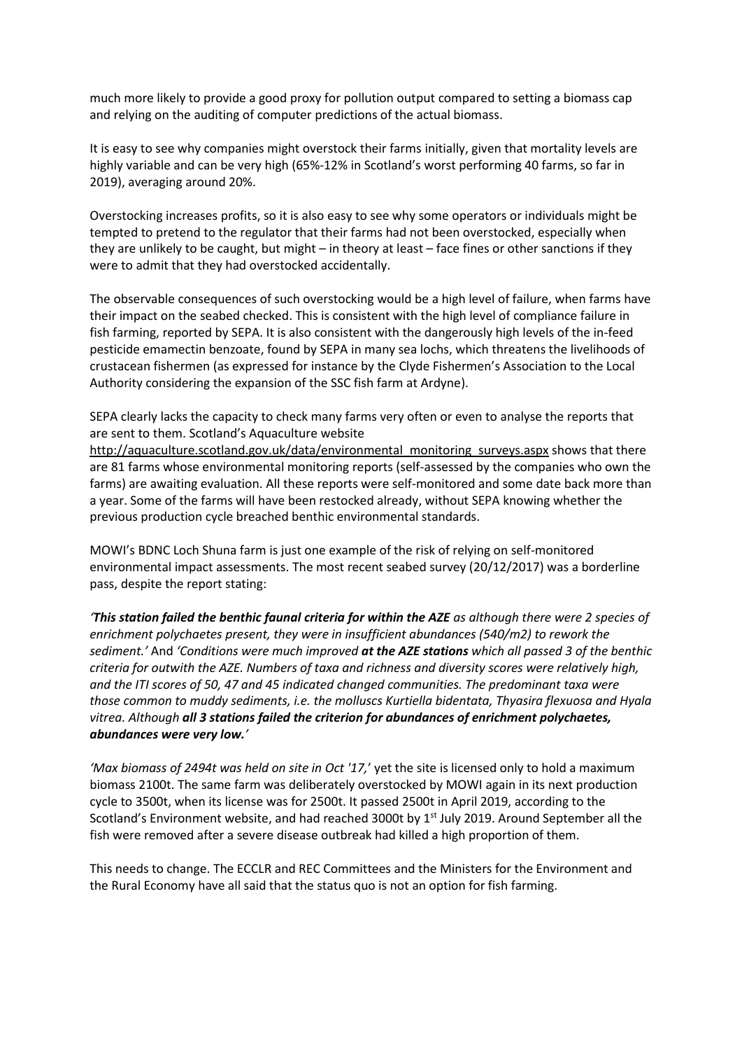much more likely to provide a good proxy for pollution output compared to setting a biomass cap and relying on the auditing of computer predictions of the actual biomass.

It is easy to see why companies might overstock their farms initially, given that mortality levels are highly variable and can be very high (65%-12% in Scotland's worst performing 40 farms, so far in 2019), averaging around 20%.

Overstocking increases profits, so it is also easy to see why some operators or individuals might be tempted to pretend to the regulator that their farms had not been overstocked, especially when they are unlikely to be caught, but might – in theory at least – face fines or other sanctions if they were to admit that they had overstocked accidentally.

The observable consequences of such overstocking would be a high level of failure, when farms have their impact on the seabed checked. This is consistent with the high level of compliance failure in fish farming, reported by SEPA. It is also consistent with the dangerously high levels of the in-feed pesticide emamectin benzoate, found by SEPA in many sea lochs, which threatens the livelihoods of crustacean fishermen (as expressed for instance by the Clyde Fishermen's Association to the Local Authority considering the expansion of the SSC fish farm at Ardyne).

SEPA clearly lacks the capacity to check many farms very often or even to analyse the reports that are sent to them. Scotland's Aquaculture website http://aquaculture.scotland.gov.uk/data/environmental_monitoring_surveys.aspx shows that there are 81 farms whose environmental monitoring reports (self-assessed by the companies who own the farms) are awaiting evaluation. All these reports were self-monitored and some date back more than a year. Some of the farms will have been restocked already, without SEPA knowing whether the previous production cycle breached benthic environmental standards.

MOWI's BDNC Loch Shuna farm is just one example of the risk of relying on self-monitored environmental impact assessments. The most recent seabed survey (20/12/2017) was a borderline pass, despite the report stating:

*'**This station failed the benthic faunal criteria for within the AZE** as although there were 2 species of enrichment polychaetes present, they were in insufficient abundances (540/m2) to rework the sediment.'* And *'Conditions were much improved **at the AZE stations** which all passed 3 of the benthic criteria for outwith the AZE. Numbers of taxa and richness and diversity scores were relatively high, and the ITI scores of 50, 47 and 45 indicated changed communities. The predominant taxa were those common to muddy sediments, i.e. the molluscs Kurtiella bidentata, Thyasira flexuosa and Hyala vitrea. Although **all 3 stations failed the criterion for abundances of enrichment polychaetes, abundances were very low.**'*

*'Max biomass of 2494t was held on site in Oct '17,'* yet the site is licensed only to hold a maximum biomass 2100t. The same farm was deliberately overstocked by MOWI again in its next production cycle to 3500t, when its license was for 2500t. It passed 2500t in April 2019, according to the Scotland's Environment website, and had reached 3000t by 1st July 2019. Around September all the fish were removed after a severe disease outbreak had killed a high proportion of them.

This needs to change. The ECCLR and REC Committees and the Ministers for the Environment and the Rural Economy have all said that the status quo is not an option for fish farming.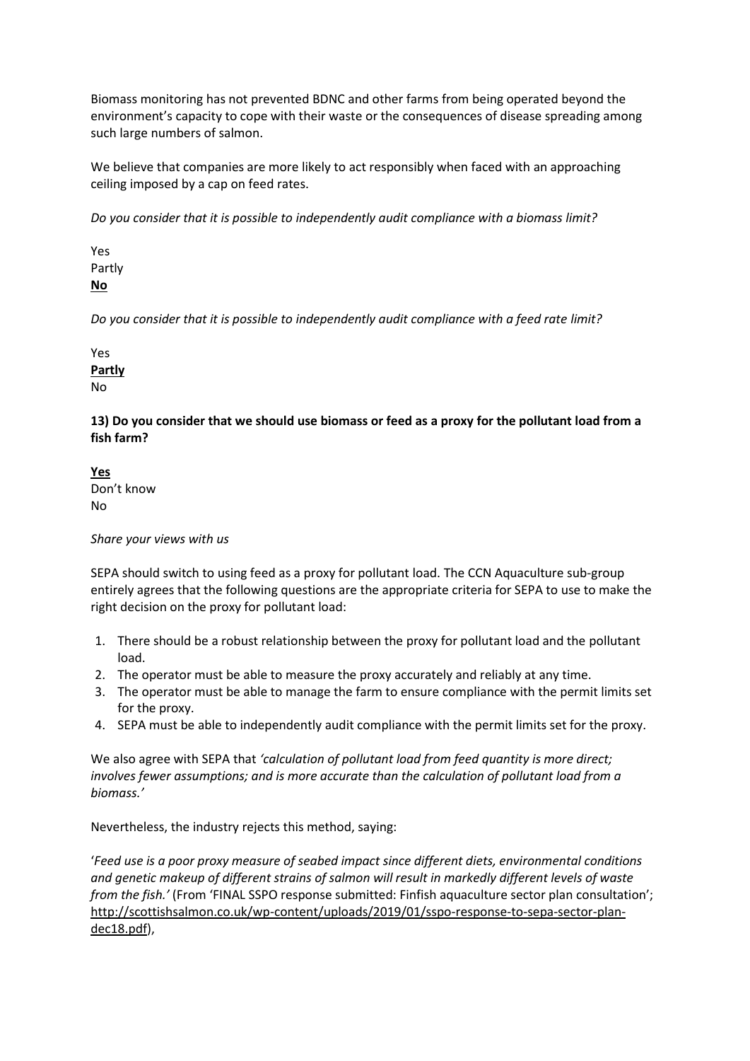Biomass monitoring has not prevented BDNC and other farms from being operated beyond the environment's capacity to cope with their waste or the consequences of disease spreading among such large numbers of salmon.

We believe that companies are more likely to act responsibly when faced with an approaching ceiling imposed by a cap on feed rates.

*Do you consider that it is possible to independently audit compliance with a biomass limit?*

Yes
Partly
**No**

*Do you consider that it is possible to independently audit compliance with a feed rate limit?*

Yes
**Partly**
No

**13) Do you consider that we should use biomass or feed as a proxy for the pollutant load from a fish farm?**

**Yes**
Don't know
No

*Share your views with us*

SEPA should switch to using feed as a proxy for pollutant load. The CCN Aquaculture sub-group entirely agrees that the following questions are the appropriate criteria for SEPA to use to make the right decision on the proxy for pollutant load:

1. There should be a robust relationship between the proxy for pollutant load and the pollutant load.
2. The operator must be able to measure the proxy accurately and reliably at any time.
3. The operator must be able to manage the farm to ensure compliance with the permit limits set for the proxy.
4. SEPA must be able to independently audit compliance with the permit limits set for the proxy.

We also agree with SEPA that *'calculation of pollutant load from feed quantity is more direct; involves fewer assumptions; and is more accurate than the calculation of pollutant load from a biomass.'*

Nevertheless, the industry rejects this method, saying:

'*Feed use is a poor proxy measure of seabed impact since different diets, environmental conditions and genetic makeup of different strains of salmon will result in markedly different levels of waste from the fish.'* (From 'FINAL SSPO response submitted: Finfish aquaculture sector plan consultation'; http://scottishsalmon.co.uk/wp-content/uploads/2019/01/sspo-response-to-sepa-sector-plan-dec18.pdf),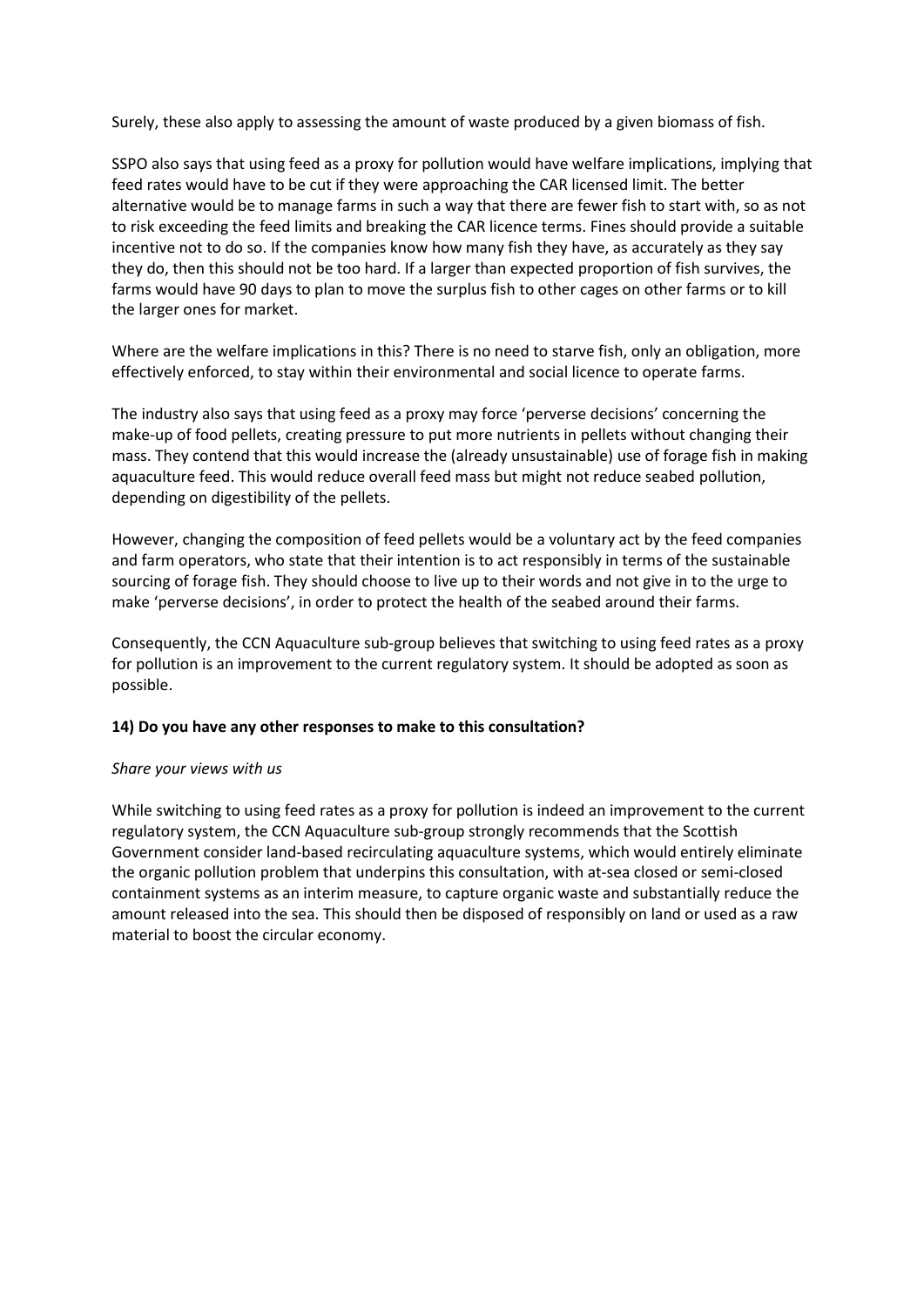Surely, these also apply to assessing the amount of waste produced by a given biomass of fish.

SSPO also says that using feed as a proxy for pollution would have welfare implications, implying that feed rates would have to be cut if they were approaching the CAR licensed limit. The better alternative would be to manage farms in such a way that there are fewer fish to start with, so as not to risk exceeding the feed limits and breaking the CAR licence terms. Fines should provide a suitable incentive not to do so. If the companies know how many fish they have, as accurately as they say they do, then this should not be too hard. If a larger than expected proportion of fish survives, the farms would have 90 days to plan to move the surplus fish to other cages on other farms or to kill the larger ones for market.

Where are the welfare implications in this? There is no need to starve fish, only an obligation, more effectively enforced, to stay within their environmental and social licence to operate farms.

The industry also says that using feed as a proxy may force 'perverse decisions' concerning the make-up of food pellets, creating pressure to put more nutrients in pellets without changing their mass. They contend that this would increase the (already unsustainable) use of forage fish in making aquaculture feed. This would reduce overall feed mass but might not reduce seabed pollution, depending on digestibility of the pellets.

However, changing the composition of feed pellets would be a voluntary act by the feed companies and farm operators, who state that their intention is to act responsibly in terms of the sustainable sourcing of forage fish. They should choose to live up to their words and not give in to the urge to make 'perverse decisions', in order to protect the health of the seabed around their farms.

Consequently, the CCN Aquaculture sub-group believes that switching to using feed rates as a proxy for pollution is an improvement to the current regulatory system. It should be adopted as soon as possible.

**14) Do you have any other responses to make to this consultation?**

*Share your views with us*

While switching to using feed rates as a proxy for pollution is indeed an improvement to the current regulatory system, the CCN Aquaculture sub-group strongly recommends that the Scottish Government consider land-based recirculating aquaculture systems, which would entirely eliminate the organic pollution problem that underpins this consultation, with at-sea closed or semi-closed containment systems as an interim measure, to capture organic waste and substantially reduce the amount released into the sea. This should then be disposed of responsibly on land or used as a raw material to boost the circular economy.